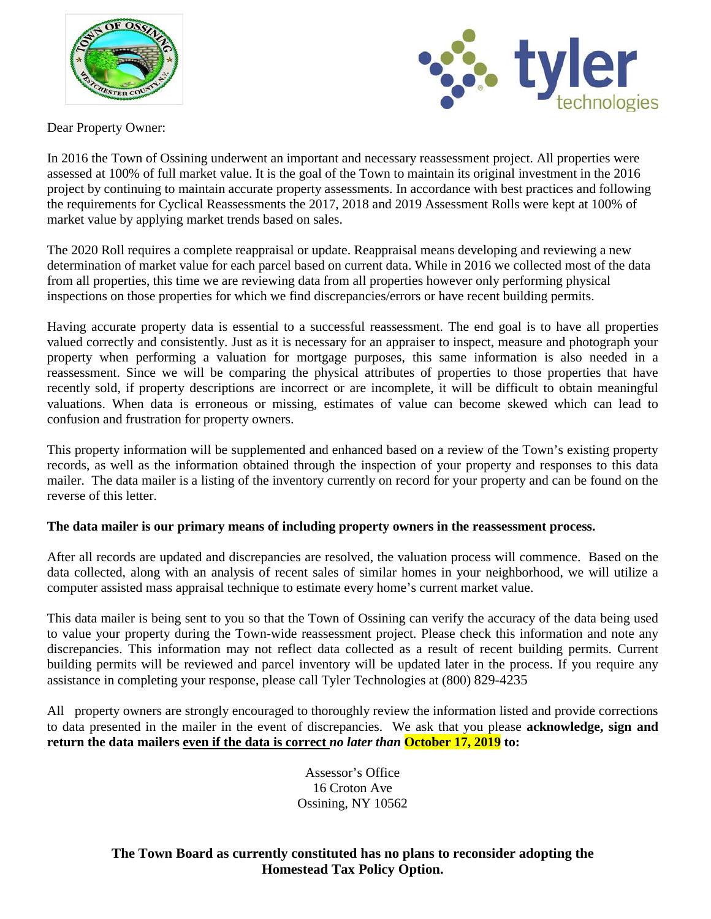Dear Property Owner:

In 2016 the Town of Ossining underwent an important and necessary reassessment project. All properties were assessed at 100% of full market value. It is the goal of the Town to maintain its original investment in the 2016 project by continuing to maintain accurate property assessments. In accordance with best practices and following the requirements for Cyclical Reassessments the 2017, 2018 and 2019 Assessment Rolls were kept at 100% of market value by applying market trends based on sales.

The 2020 Roll requires a complete reappraisal or update. Reappraisal means developing and reviewing a new determination of market value for each parcel based on current data. While in 2016 we collected most of the data from all properties, this time we are reviewing data from all properties however only performing physical inspections on those properties for which we find discrepancies/errors or have recent building permits.

Having accurate property data is essential to a successful reassessment. The end goal is to have all properties valued correctly and consistently. Just as it is necessary for an appraiser to inspect, measure and photograph your property when performing a valuation for mortgage purposes, this same information is also needed in a reassessment. Since we will be comparing the physical attributes of properties to those properties that have recently sold, if property descriptions are incorrect or are incomplete, it will be difficult to obtain meaningful valuations. When data is erroneous or missing, estimates of value can become skewed which can lead to confusion and frustration for property owners.

This property information will be supplemented and enhanced based on a review of the Town's existing property records, as well as the information obtained through the inspection of your property and responses to this data mailer. The data mailer is a listing of the inventory currently on record for your property and can be found on the reverse of this letter.

**The data mailer is our primary means of including property owners in the reassessment process.**

After all records are updated and discrepancies are resolved, the valuation process will commence. Based on the data collected, along with an analysis of recent sales of similar homes in your neighborhood, we will utilize a computer assisted mass appraisal technique to estimate every home's current market value.

This data mailer is being sent to you so that the Town of Ossining can verify the accuracy of the data being used to value your property during the Town-wide reassessment project. Please check this information and note any discrepancies. This information may not reflect data collected as a result of recent building permits. Current building permits will be reviewed and parcel inventory will be updated later in the process. If you require any assistance in completing your response, please call Tyler Technologies at (800) 829-4235

All property owners are strongly encouraged to thoroughly review the information listed and provide corrections to data presented in the mailer in the event of discrepancies. We ask that you please **acknowledge, sign and return the data mailers <u>even if the data is correct</u> *no later than* October 17, 2019 to:**

Assessor's Office
16 Croton Ave
Ossining, NY 10562

**The Town Board as currently constituted has no plans to reconsider adopting the Homestead Tax Policy Option.**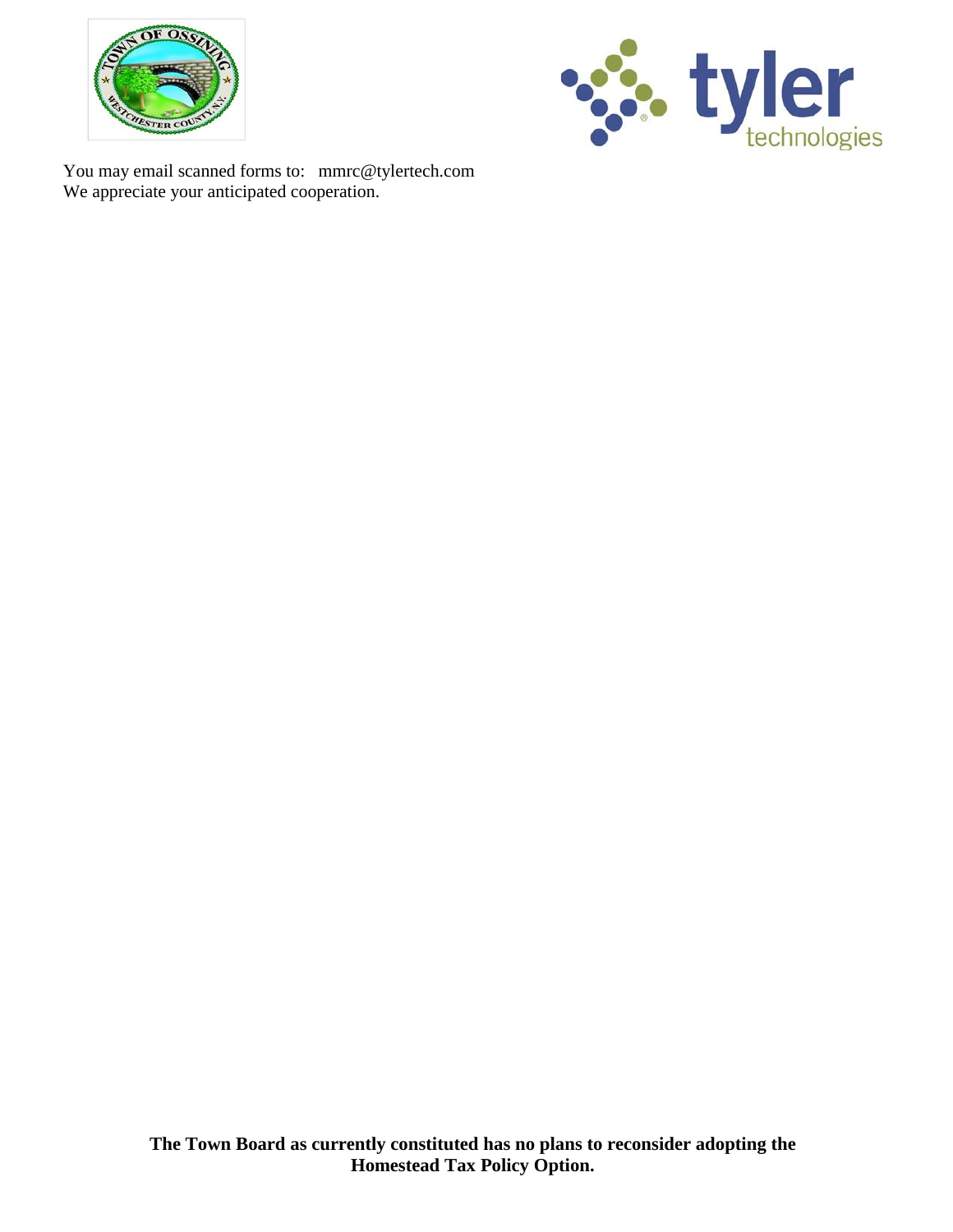You may email scanned forms to: mmrc@tylertech.com
We appreciate your anticipated cooperation.

**The Town Board as currently constituted has no plans to reconsider adopting the Homestead Tax Policy Option.**